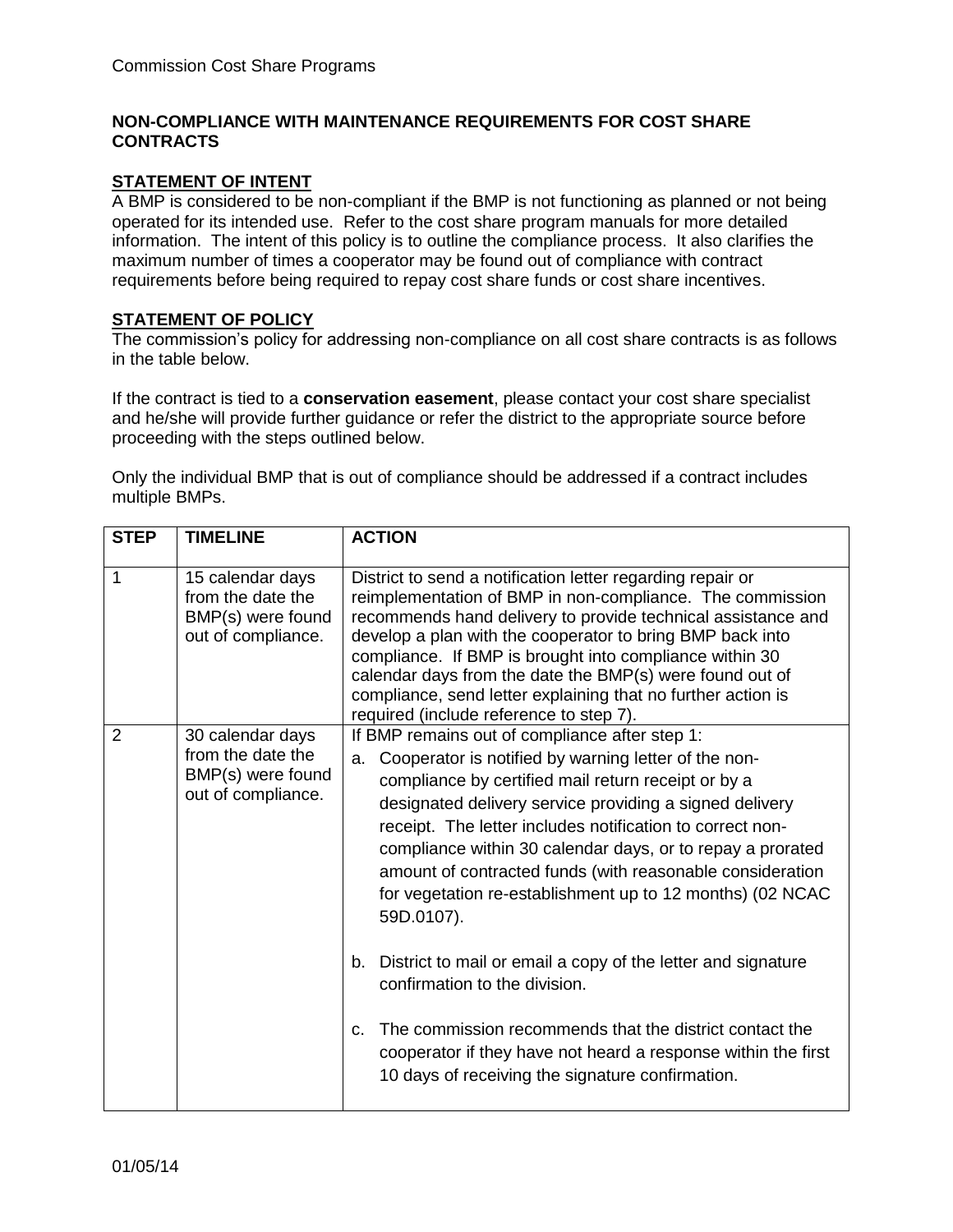**NON-COMPLIANCE WITH MAINTENANCE REQUIREMENTS FOR COST SHARE CONTRACTS**

**STATEMENT OF INTENT**

A BMP is considered to be non-compliant if the BMP is not functioning as planned or not being operated for its intended use. Refer to the cost share program manuals for more detailed information. The intent of this policy is to outline the compliance process. It also clarifies the maximum number of times a cooperator may be found out of compliance with contract requirements before being required to repay cost share funds or cost share incentives.

**STATEMENT OF POLICY**

The commission's policy for addressing non-compliance on all cost share contracts is as follows in the table below.

If the contract is tied to a **conservation easement**, please contact your cost share specialist and he/she will provide further guidance or refer the district to the appropriate source before proceeding with the steps outlined below.

Only the individual BMP that is out of compliance should be addressed if a contract includes multiple BMPs.

| STEP | TIMELINE | ACTION |
|---|---|---|
| 1 | 15 calendar days from the date the BMP(s) were found out of compliance. | District to send a notification letter regarding repair or reimplementation of BMP in non-compliance. The commission recommends hand delivery to provide technical assistance and develop a plan with the cooperator to bring BMP back into compliance. If BMP is brought into compliance within 30 calendar days from the date the BMP(s) were found out of compliance, send letter explaining that no further action is required (include reference to step 7). |
| 2 | 30 calendar days from the date the BMP(s) were found out of compliance. | If BMP remains out of compliance after step 1:<br>a. Cooperator is notified by warning letter of the non-compliance by certified mail return receipt or by a designated delivery service providing a signed delivery receipt. The letter includes notification to correct non-compliance within 30 calendar days, or to repay a prorated amount of contracted funds (with reasonable consideration for vegetation re-establishment up to 12 months) (02 NCAC 59D.0107).<br><br>b. District to mail or email a copy of the letter and signature confirmation to the division.<br><br>c. The commission recommends that the district contact the cooperator if they have not heard a response within the first 10 days of receiving the signature confirmation. |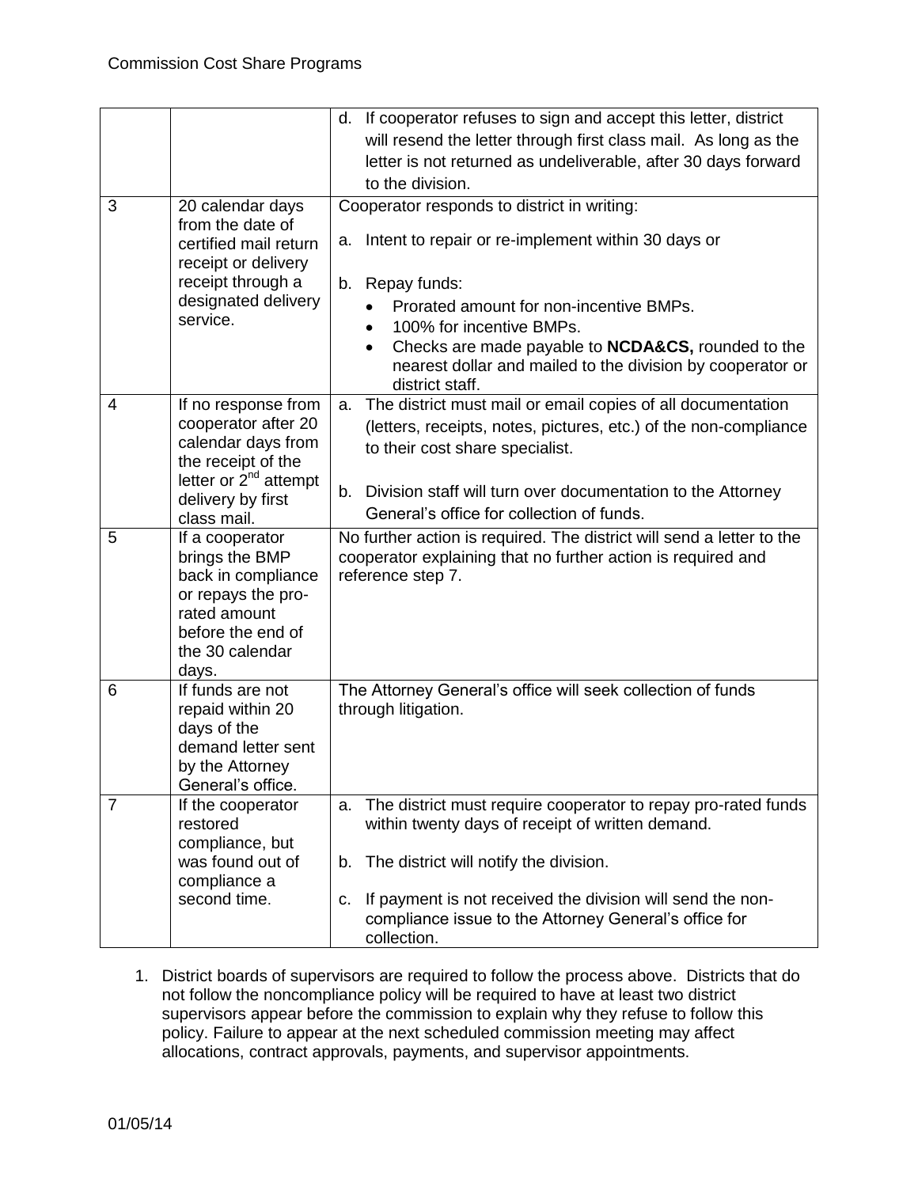| | | |
|---|---|---|
| | | d. If cooperator refuses to sign and accept this letter, district will resend the letter through first class mail. As long as the letter is not returned as undeliverable, after 30 days forward to the division. |
| 3 | 20 calendar days from the date of certified mail return receipt or delivery receipt through a designated delivery service. | Cooperator responds to district in writing:<br><br>a. Intent to repair or re-implement within 30 days or<br><br>b. Repay funds:<br>• Prorated amount for non-incentive BMPs.<br>• 100% for incentive BMPs.<br>• Checks are made payable to **NCDA&CS,** rounded to the nearest dollar and mailed to the division by cooperator or district staff. |
| 4 | If no response from cooperator after 20 calendar days from the receipt of the letter or 2nd attempt delivery by first class mail. | a. The district must mail or email copies of all documentation (letters, receipts, notes, pictures, etc.) of the non-compliance to their cost share specialist.<br><br>b. Division staff will turn over documentation to the Attorney General's office for collection of funds. |
| 5 | If a cooperator brings the BMP back in compliance or repays the pro-rated amount before the end of the 30 calendar days. | No further action is required. The district will send a letter to the cooperator explaining that no further action is required and reference step 7. |
| 6 | If funds are not repaid within 20 days of the demand letter sent by the Attorney General's office. | The Attorney General's office will seek collection of funds through litigation. |
| 7 | If the cooperator restored compliance, but was found out of compliance a second time. | a. The district must require cooperator to repay pro-rated funds within twenty days of receipt of written demand.<br><br>b. The district will notify the division.<br><br>c. If payment is not received the division will send the non-compliance issue to the Attorney General's office for collection. |

1. District boards of supervisors are required to follow the process above. Districts that do not follow the noncompliance policy will be required to have at least two district supervisors appear before the commission to explain why they refuse to follow this policy. Failure to appear at the next scheduled commission meeting may affect allocations, contract approvals, payments, and supervisor appointments.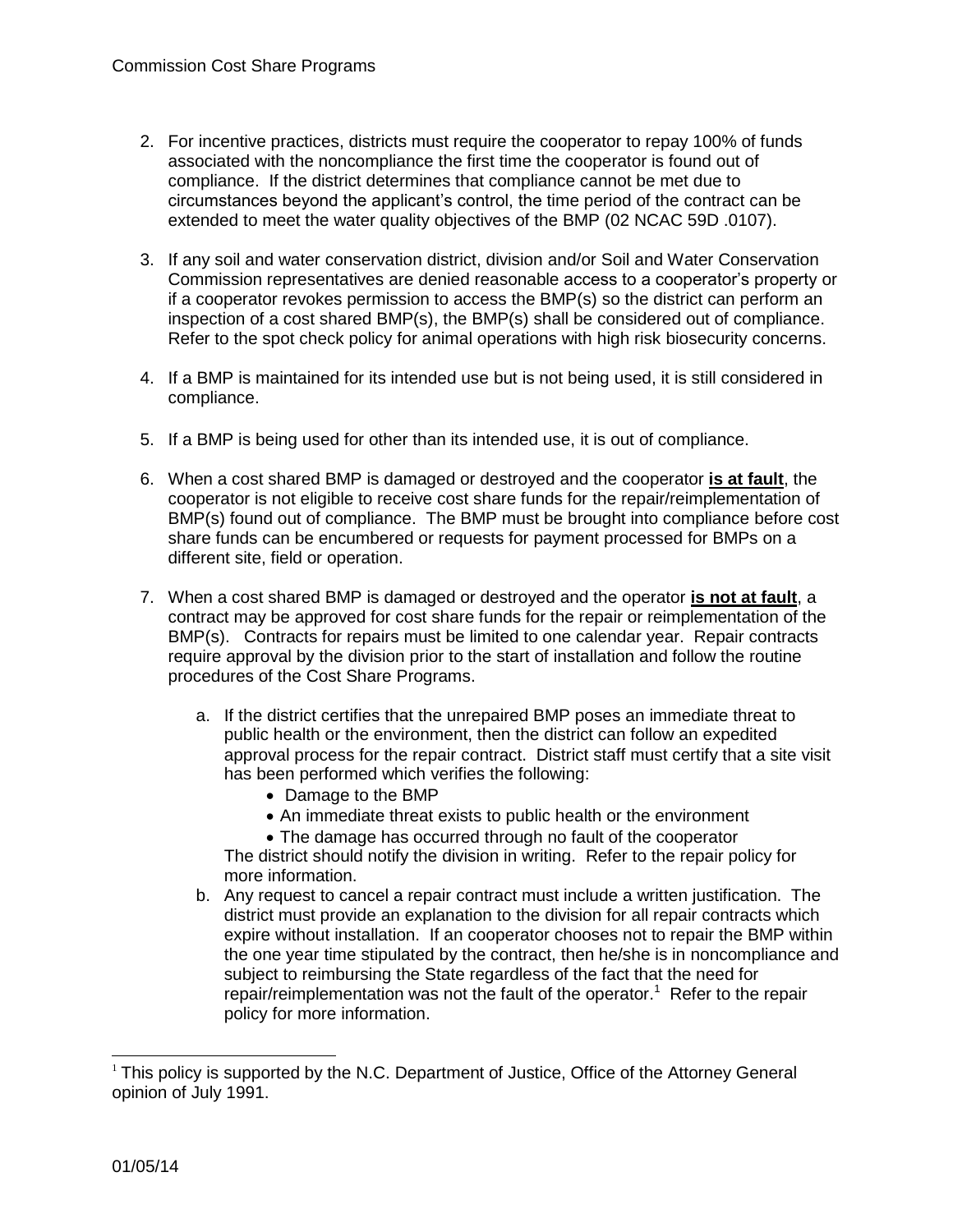2. For incentive practices, districts must require the cooperator to repay 100% of funds associated with the noncompliance the first time the cooperator is found out of compliance. If the district determines that compliance cannot be met due to circumstances beyond the applicant's control, the time period of the contract can be extended to meet the water quality objectives of the BMP (02 NCAC 59D .0107).

3. If any soil and water conservation district, division and/or Soil and Water Conservation Commission representatives are denied reasonable access to a cooperator's property or if a cooperator revokes permission to access the BMP(s) so the district can perform an inspection of a cost shared BMP(s), the BMP(s) shall be considered out of compliance. Refer to the spot check policy for animal operations with high risk biosecurity concerns.

4. If a BMP is maintained for its intended use but is not being used, it is still considered in compliance.

5. If a BMP is being used for other than its intended use, it is out of compliance.

6. When a cost shared BMP is damaged or destroyed and the cooperator **is at fault**, the cooperator is not eligible to receive cost share funds for the repair/reimplementation of BMP(s) found out of compliance. The BMP must be brought into compliance before cost share funds can be encumbered or requests for payment processed for BMPs on a different site, field or operation.

7. When a cost shared BMP is damaged or destroyed and the operator **is not at fault**, a contract may be approved for cost share funds for the repair or reimplementation of the BMP(s). Contracts for repairs must be limited to one calendar year. Repair contracts require approval by the division prior to the start of installation and follow the routine procedures of the Cost Share Programs.

    a. If the district certifies that the unrepaired BMP poses an immediate threat to public health or the environment, then the district can follow an expedited approval process for the repair contract. District staff must certify that a site visit has been performed which verifies the following:
        - Damage to the BMP
        - An immediate threat exists to public health or the environment
        - The damage has occurred through no fault of the cooperator

       The district should notify the division in writing. Refer to the repair policy for more information.

    b. Any request to cancel a repair contract must include a written justification. The district must provide an explanation to the division for all repair contracts which expire without installation. If an cooperator chooses not to repair the BMP within the one year time stipulated by the contract, then he/she is in noncompliance and subject to reimbursing the State regardless of the fact that the need for repair/reimplementation was not the fault of the operator.[1] Refer to the repair policy for more information.

[1] This policy is supported by the N.C. Department of Justice, Office of the Attorney General opinion of July 1991.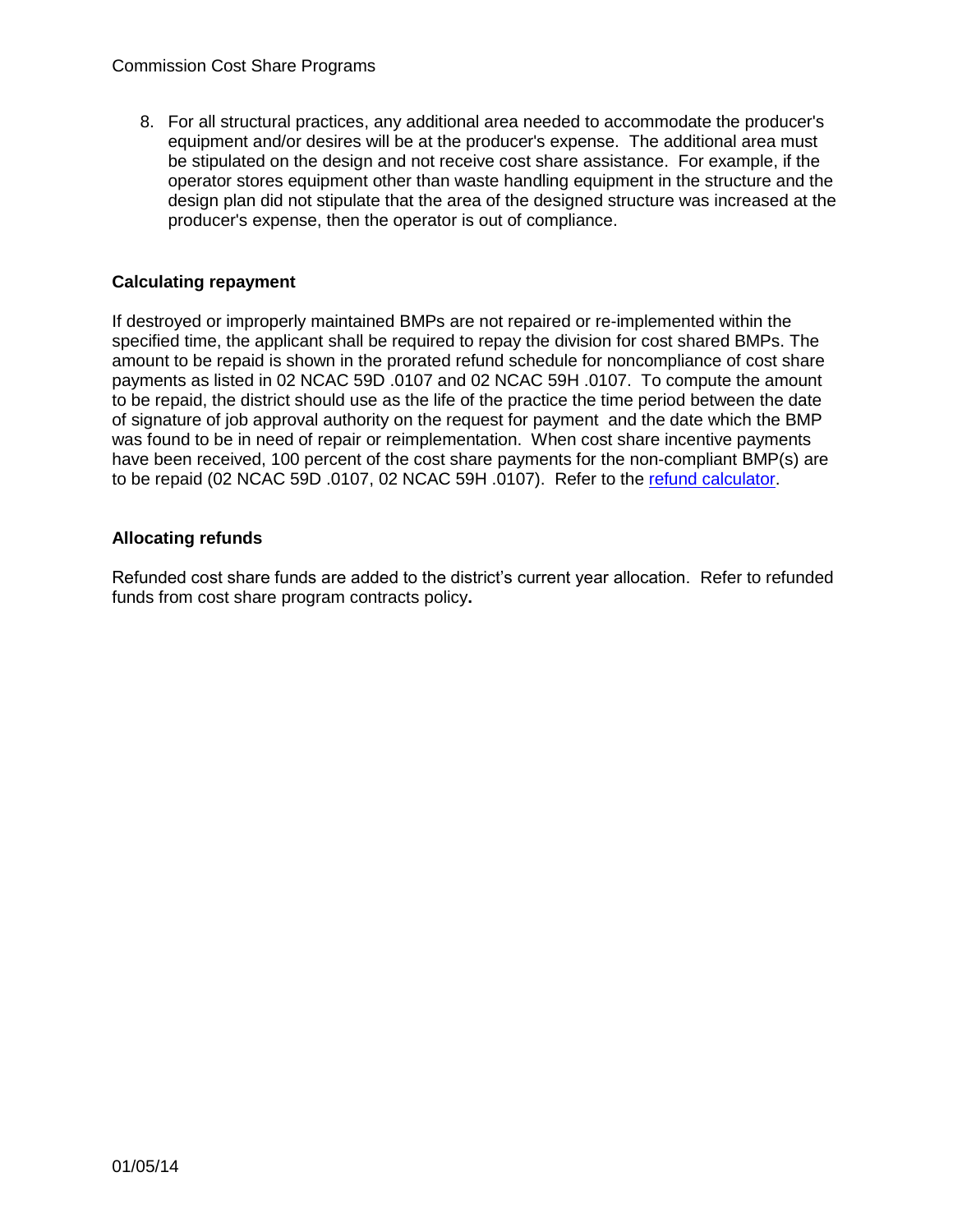8. For all structural practices, any additional area needed to accommodate the producer's equipment and/or desires will be at the producer's expense. The additional area must be stipulated on the design and not receive cost share assistance. For example, if the operator stores equipment other than waste handling equipment in the structure and the design plan did not stipulate that the area of the designed structure was increased at the producer's expense, then the operator is out of compliance.

**Calculating repayment**

If destroyed or improperly maintained BMPs are not repaired or re-implemented within the specified time, the applicant shall be required to repay the division for cost shared BMPs. The amount to be repaid is shown in the prorated refund schedule for noncompliance of cost share payments as listed in 02 NCAC 59D .0107 and 02 NCAC 59H .0107. To compute the amount to be repaid, the district should use as the life of the practice the time period between the date of signature of job approval authority on the request for payment and the date which the BMP was found to be in need of repair or reimplementation. When cost share incentive payments have been received, 100 percent of the cost share payments for the non-compliant BMP(s) are to be repaid (02 NCAC 59D .0107, 02 NCAC 59H .0107). Refer to the refund calculator.

**Allocating refunds**

Refunded cost share funds are added to the district's current year allocation. Refer to refunded funds from cost share program contracts policy.

01/05/14